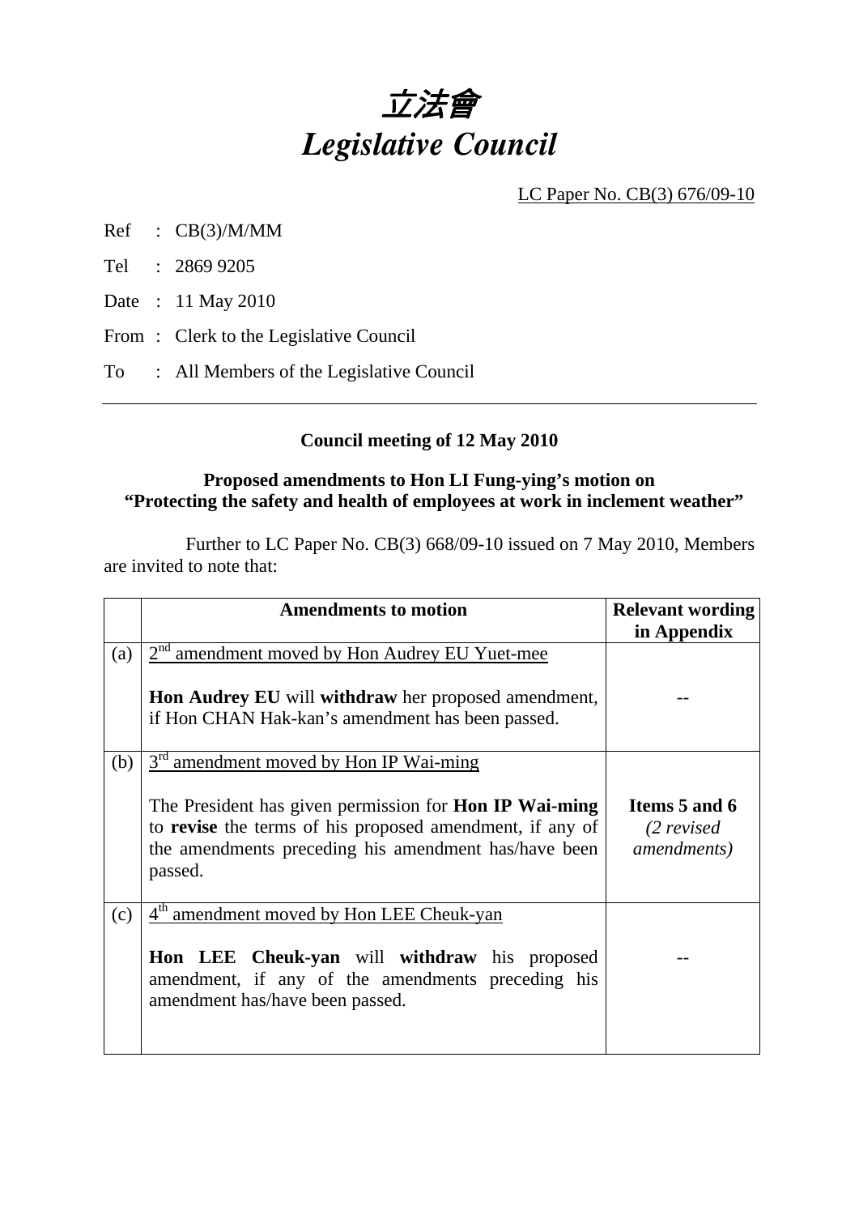# 立法會
# *Legislative Council*

LC Paper No. CB(3) 676/09-10

Ref : CB(3)/M/MM

Tel : 2869 9205

Date : 11 May 2010

From : Clerk to the Legislative Council

To : All Members of the Legislative Council

---

**Council meeting of 12 May 2010**

**Proposed amendments to Hon LI Fung-ying's motion on "Protecting the safety and health of employees at work in inclement weather"**

Further to LC Paper No. CB(3) 668/09-10 issued on 7 May 2010, Members are invited to note that:

| | Amendments to motion | Relevant wording in Appendix |
|---|---|---|
| (a) | 2nd amendment moved by Hon Audrey EU Yuet-mee<br><br>**Hon Audrey EU** will **withdraw** her proposed amendment, if Hon CHAN Hak-kan's amendment has been passed. | -- |
| (b) | 3rd amendment moved by Hon IP Wai-ming<br><br>The President has given permission for **Hon IP Wai-ming** to **revise** the terms of his proposed amendment, if any of the amendments preceding his amendment has/have been passed. | **Items 5 and 6** *(2 revised amendments)* |
| (c) | 4th amendment moved by Hon LEE Cheuk-yan<br><br>**Hon LEE Cheuk-yan** will **withdraw** his proposed amendment, if any of the amendments preceding his amendment has/have been passed. | -- |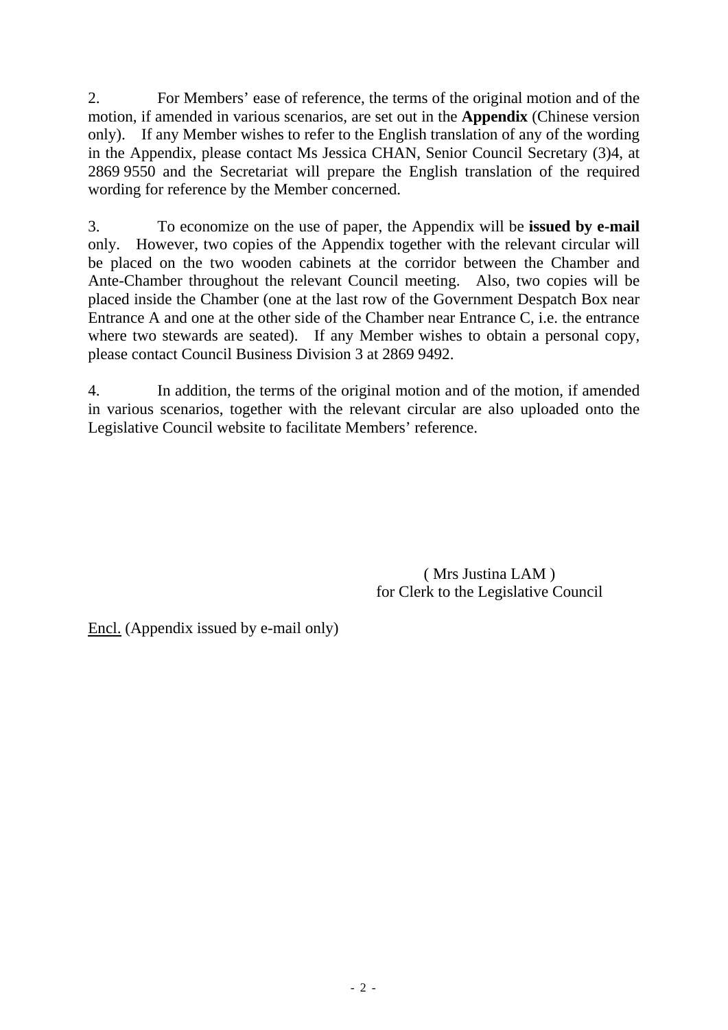2. For Members' ease of reference, the terms of the original motion and of the motion, if amended in various scenarios, are set out in the **Appendix** (Chinese version only). If any Member wishes to refer to the English translation of any of the wording in the Appendix, please contact Ms Jessica CHAN, Senior Council Secretary (3)4, at 2869 9550 and the Secretariat will prepare the English translation of the required wording for reference by the Member concerned.

3. To economize on the use of paper, the Appendix will be **issued by e-mail** only. However, two copies of the Appendix together with the relevant circular will be placed on the two wooden cabinets at the corridor between the Chamber and Ante-Chamber throughout the relevant Council meeting. Also, two copies will be placed inside the Chamber (one at the last row of the Government Despatch Box near Entrance A and one at the other side of the Chamber near Entrance C, i.e. the entrance where two stewards are seated). If any Member wishes to obtain a personal copy, please contact Council Business Division 3 at 2869 9492.

4. In addition, the terms of the original motion and of the motion, if amended in various scenarios, together with the relevant circular are also uploaded onto the Legislative Council website to facilitate Members' reference.

( Mrs Justina LAM )
for Clerk to the Legislative Council

Encl. (Appendix issued by e-mail only)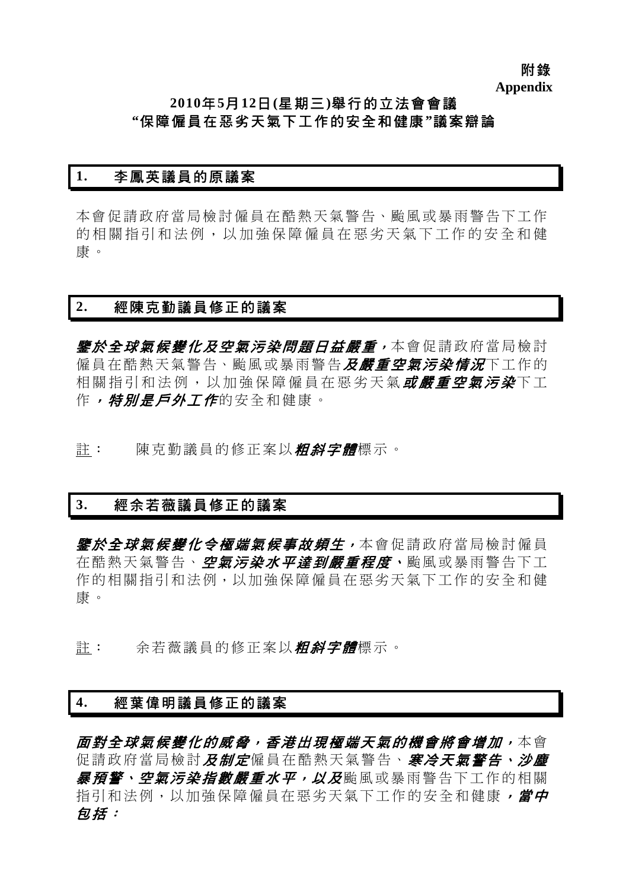**附錄**
**Appendix**

**2010年5月12日(星期三)舉行的立法會會議**
**"保障僱員在惡劣天氣下工作的安全和健康"議案辯論**

## 1. 李鳳英議員的原議案

本會促請政府當局檢討僱員在酷熱天氣警告、颱風或暴雨警告下工作的相關指引和法例，以加強保障僱員在惡劣天氣下工作的安全和健康。

## 2. 經陳克勤議員修正的議案

***鑒於全球氣候變化及空氣污染問題日益嚴重，***本會促請政府當局檢討僱員在酷熱天氣警告、颱風或暴雨警告***及嚴重空氣污染情況***下工作的相關指引和法例，以加強保障僱員在惡劣天氣***或嚴重空氣污染***下工作***，特別是戶外工作***的安全和健康。

註： 陳克勤議員的修正案以***粗斜字體***標示。

## 3. 經余若薇議員修正的議案

***鑒於全球氣候變化令極端氣候事故頻生，***本會促請政府當局檢討僱員在酷熱天氣警告、***空氣污染水平達到嚴重程度、***颱風或暴雨警告下工作的相關指引和法例，以加強保障僱員在惡劣天氣下工作的安全和健康。

註： 余若薇議員的修正案以***粗斜字體***標示。

## 4. 經葉偉明議員修正的議案

***面對全球氣候變化的威脅，香港出現極端天氣的機會將會增加，***本會促請政府當局檢討***及制定***僱員在酷熱天氣警告、***寒冷天氣警告、沙塵暴預警、空氣污染指數嚴重水平，以及***颱風或暴雨警告下工作的相關指引和法例，以加強保障僱員在惡劣天氣下工作的安全和健康***，當中包括：***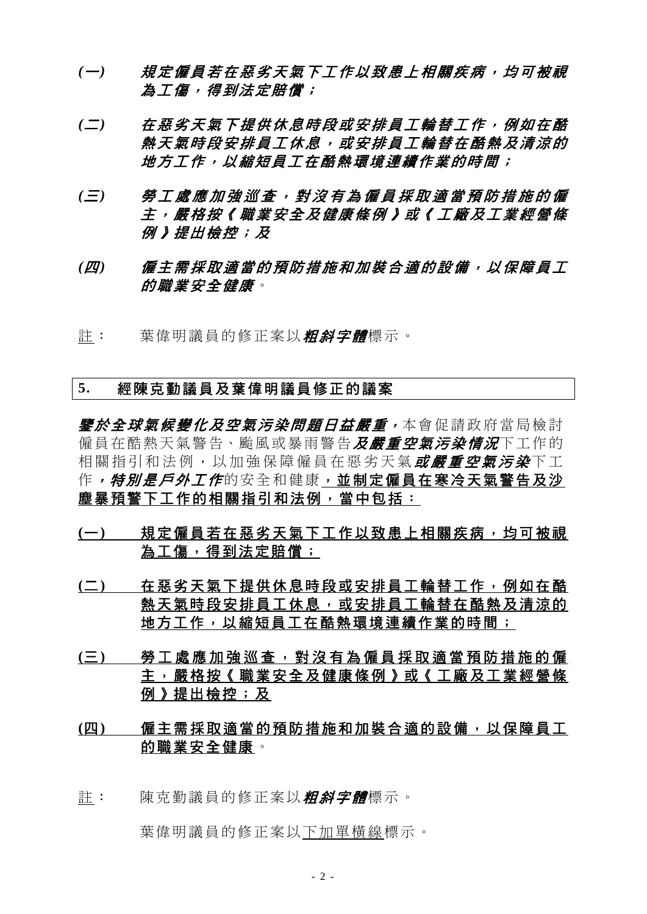***(一) 規定僱員若在惡劣天氣下工作以致患上相關疾病，均可被視為工傷，得到法定賠償；***

***(二) 在惡劣天氣下提供休息時段或安排員工輪替工作，例如在酷熱天氣時段安排員工休息，或安排員工輪替在酷熱及清涼的地方工作，以縮短員工在酷熱環境連續作業的時間；***

***(三) 勞工處應加強巡查，對沒有為僱員採取適當預防措施的僱主，嚴格按《職業安全及健康條例》或《工廠及工業經營條例》提出檢控；及***

***(四) 僱主需採取適當的預防措施和加裝合適的設備，以保障員工的職業安全健康***。

<u>註</u>： 葉偉明議員的修正案以***粗斜字體***標示。

## 5. 經陳克勤議員及葉偉明議員修正的議案

***鑒於全球氣候變化及空氣污染問題日益嚴重，***本會促請政府當局檢討僱員在酷熱天氣警告、颱風或暴雨警告***及嚴重空氣污染情況***下工作的相關指引和法例，以加強保障僱員在惡劣天氣***或嚴重空氣污染***下工作***，特別是戶外工作***的安全和健康<u>**，並制定僱員在寒冷天氣警告及沙塵暴預警下工作的相關指引和法例，當中包括：**</u>

<u>**(一) 規定僱員若在惡劣天氣下工作以致患上相關疾病，均可被視為工傷，得到法定賠償；**</u>

<u>**(二) 在惡劣天氣下提供休息時段或安排員工輪替工作，例如在酷熱天氣時段安排員工休息，或安排員工輪替在酷熱及清涼的地方工作，以縮短員工在酷熱環境連續作業的時間；**</u>

<u>**(三) 勞工處應加強巡查，對沒有為僱員採取適當預防措施的僱主，嚴格按《職業安全及健康條例》或《工廠及工業經營條例》提出檢控；及**</u>

<u>**(四) 僱主需採取適當的預防措施和加裝合適的設備，以保障員工的職業安全健康**</u>。

<u>註</u>： 陳克勤議員的修正案以***粗斜字體***標示。

葉偉明議員的修正案以<u>下加單橫線</u>標示。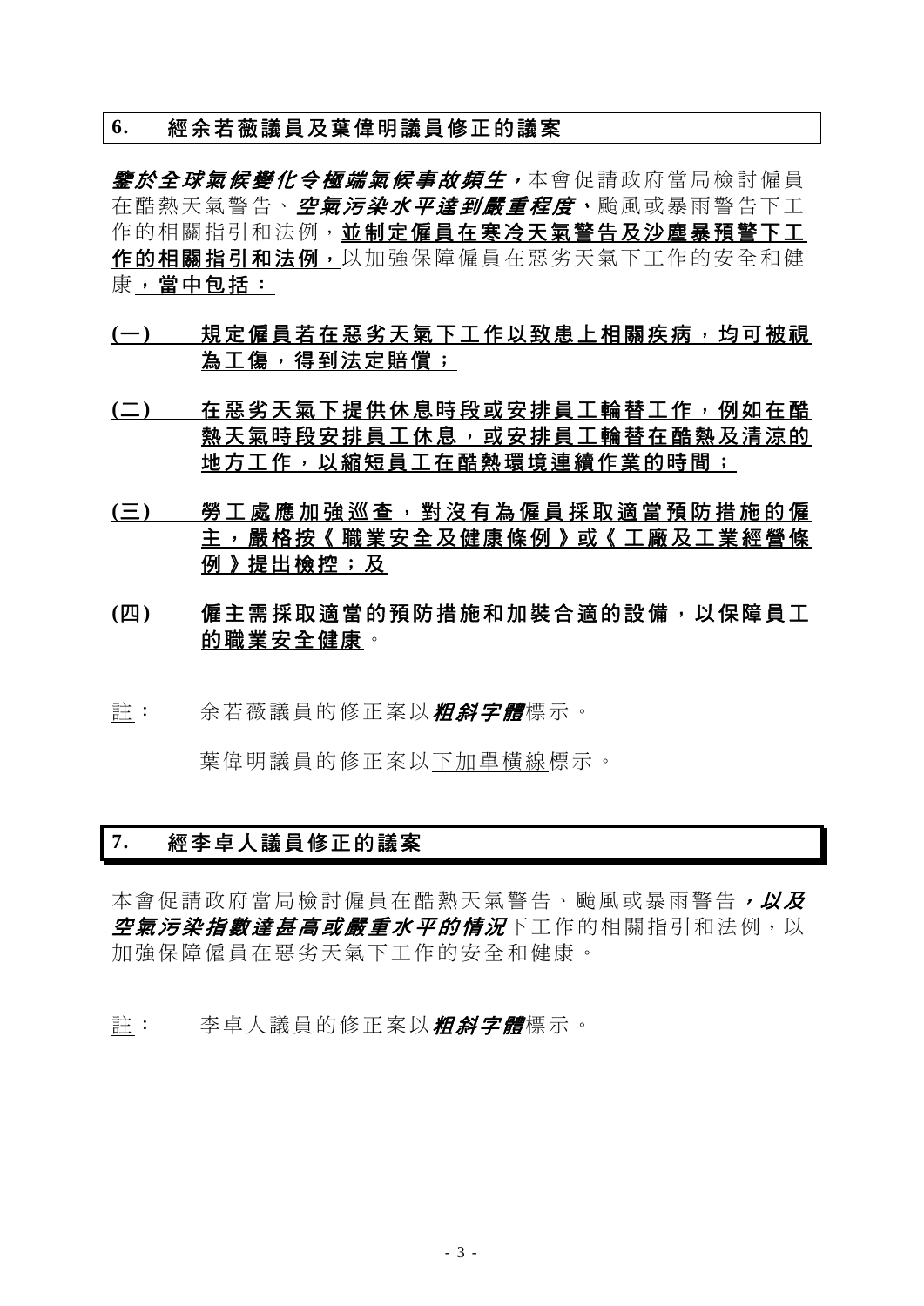## 6. 經余若薇議員及葉偉明議員修正的議案

***鑒於全球氣候變化令極端氣候事故頻生，***本會促請政府當局檢討僱員在酷熱天氣警告、***空氣污染水平達到嚴重程度、***颱風或暴雨警告下工作的相關指引和法例，<u>**並制定僱員在寒冷天氣警告及沙塵暴預警下工作的相關指引和法例，**</u>以加強保障僱員在惡劣天氣下工作的安全和健康<u>**，當中包括：**</u>

<u>**(一) 規定僱員若在惡劣天氣下工作以致患上相關疾病，均可被視為工傷，得到法定賠償；**</u>

<u>**(二) 在惡劣天氣下提供休息時段或安排員工輪替工作，例如在酷熱天氣時段安排員工休息，或安排員工輪替在酷熱及清涼的地方工作，以縮短員工在酷熱環境連續作業的時間；**</u>

<u>**(三) 勞工處應加強巡查，對沒有為僱員採取適當預防措施的僱主，嚴格按《職業安全及健康條例》或《工廠及工業經營條例》提出檢控；及**</u>

<u>**(四) 僱主需採取適當的預防措施和加裝合適的設備，以保障員工的職業安全健康**</u>。

<u>註</u>： 余若薇議員的修正案以***粗斜字體***標示。

葉偉明議員的修正案以<u>下加單橫線</u>標示。

## 7. 經李卓人議員修正的議案

本會促請政府當局檢討僱員在酷熱天氣警告、颱風或暴雨警告***，以及空氣污染指數達甚高或嚴重水平的情況***下工作的相關指引和法例，以加強保障僱員在惡劣天氣下工作的安全和健康。

<u>註</u>： 李卓人議員的修正案以***粗斜字體***標示。